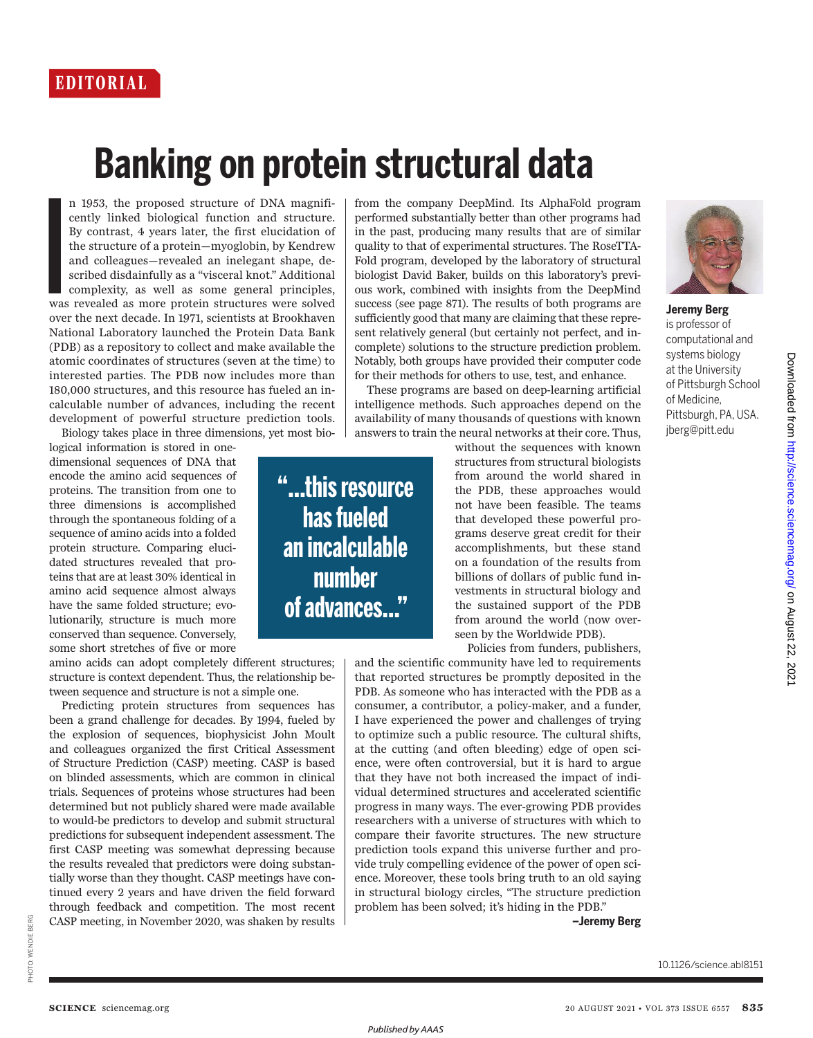EDITORIAL

# Banking on protein structural data

In 1953, the proposed structure of DNA magnificently linked biological function and structure. By contrast, 4 years later, the first elucidation of the structure of a protein—myoglobin, by Kendrew and colleagues—revealed an inelegant shape, described disdainfully as a "visceral knot." Additional complexity, as well as some general principles, was revealed as more protein structures were solved over the next decade. In 1971, scientists at Brookhaven National Laboratory launched the Protein Data Bank (PDB) as a repository to collect and make available the atomic coordinates of structures (seven at the time) to interested parties. The PDB now includes more than 180,000 structures, and this resource has fueled an incalculable number of advances, including the recent development of powerful structure prediction tools.

Biology takes place in three dimensions, yet most biological information is stored in one-dimensional sequences of DNA that encode the amino acid sequences of proteins. The transition from one to three dimensions is accomplished through the spontaneous folding of a sequence of amino acids into a folded protein structure. Comparing elucidated structures revealed that proteins that are at least 30% identical in amino acid sequence almost always have the same folded structure; evolutionarily, structure is much more conserved than sequence. Conversely, some short stretches of five or more amino acids can adopt completely different structures; structure is context dependent. Thus, the relationship between sequence and structure is not a simple one.

Predicting protein structures from sequences has been a grand challenge for decades. By 1994, fueled by the explosion of sequences, biophysicist John Moult and colleagues organized the first Critical Assessment of Structure Prediction (CASP) meeting. CASP is based on blinded assessments, which are common in clinical trials. Sequences of proteins whose structures had been determined but not publicly shared were made available to would-be predictors to develop and submit structural predictions for subsequent independent assessment. The first CASP meeting was somewhat depressing because the results revealed that predictors were doing substantially worse than they thought. CASP meetings have continued every 2 years and have driven the field forward through feedback and competition. The most recent CASP meeting, in November 2020, was shaken by results from the company DeepMind. Its AlphaFold program performed substantially better than other programs had in the past, producing many results that are of similar quality to that of experimental structures. The RoseTTAFold program, developed by the laboratory of structural biologist David Baker, builds on this laboratory's previous work, combined with insights from the DeepMind success (see page 871). The results of both programs are sufficiently good that many are claiming that these represent relatively general (but certainly not perfect, and incomplete) solutions to the structure prediction problem. Notably, both groups have provided their computer code for their methods for others to use, test, and enhance.

> "...this resource has fueled an incalculable number of advances..."

These programs are based on deep-learning artificial intelligence methods. Such approaches depend on the availability of many thousands of questions with known answers to train the neural networks at their core. Thus, without the sequences with known structures from structural biologists from around the world shared in the PDB, these approaches would not have been feasible. The teams that developed these powerful programs deserve great credit for their accomplishments, but these stand on a foundation of the results from billions of dollars of public fund investments in structural biology and the sustained support of the PDB from around the world (now overseen by the Worldwide PDB).

Policies from funders, publishers, and the scientific community have led to requirements that reported structures be promptly deposited in the PDB. As someone who has interacted with the PDB as a consumer, a contributor, a policy-maker, and a funder, I have experienced the power and challenges of trying to optimize such a public resource. The cultural shifts, at the cutting (and often bleeding) edge of open science, were often controversial, but it is hard to argue that they have not both increased the impact of individual determined structures and accelerated scientific progress in many ways. The ever-growing PDB provides researchers with a universe of structures with which to compare their favorite structures. The new structure prediction tools expand this universe further and provide truly compelling evidence of the power of open science. Moreover, these tools bring truth to an old saying in structural biology circles, "The structure prediction problem has been solved; it's hiding in the PDB."

**–Jeremy Berg**

**Jeremy Berg** is professor of computational and systems biology at the University of Pittsburgh School of Medicine, Pittsburgh, PA, USA. jberg@pitt.edu

10.1126/science.abl8151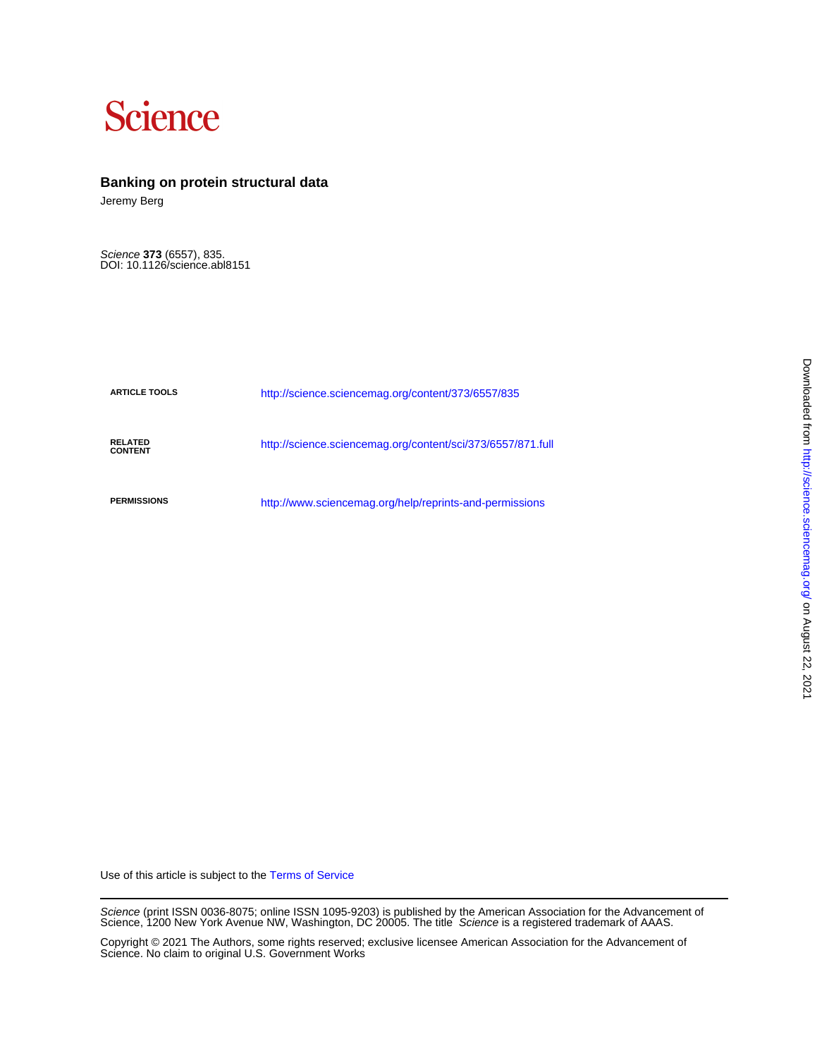# Science

## Banking on protein structural data

Jeremy Berg

*Science* **373** (6557), 835.
DOI: 10.1126/science.abl8151

**ARTICLE TOOLS** http://science.sciencemag.org/content/373/6557/835

**RELATED CONTENT** http://science.sciencemag.org/content/sci/373/6557/871.full

**PERMISSIONS** http://www.sciencemag.org/help/reprints-and-permissions

Use of this article is subject to the Terms of Service

*Science* (print ISSN 0036-8075; online ISSN 1095-9203) is published by the American Association for the Advancement of Science, 1200 New York Avenue NW, Washington, DC 20005. The title *Science* is a registered trademark of AAAS.

Copyright © 2021 The Authors, some rights reserved; exclusive licensee American Association for the Advancement of Science. No claim to original U.S. Government Works

Downloaded from http://science.sciencemag.org/ on August 22, 2021